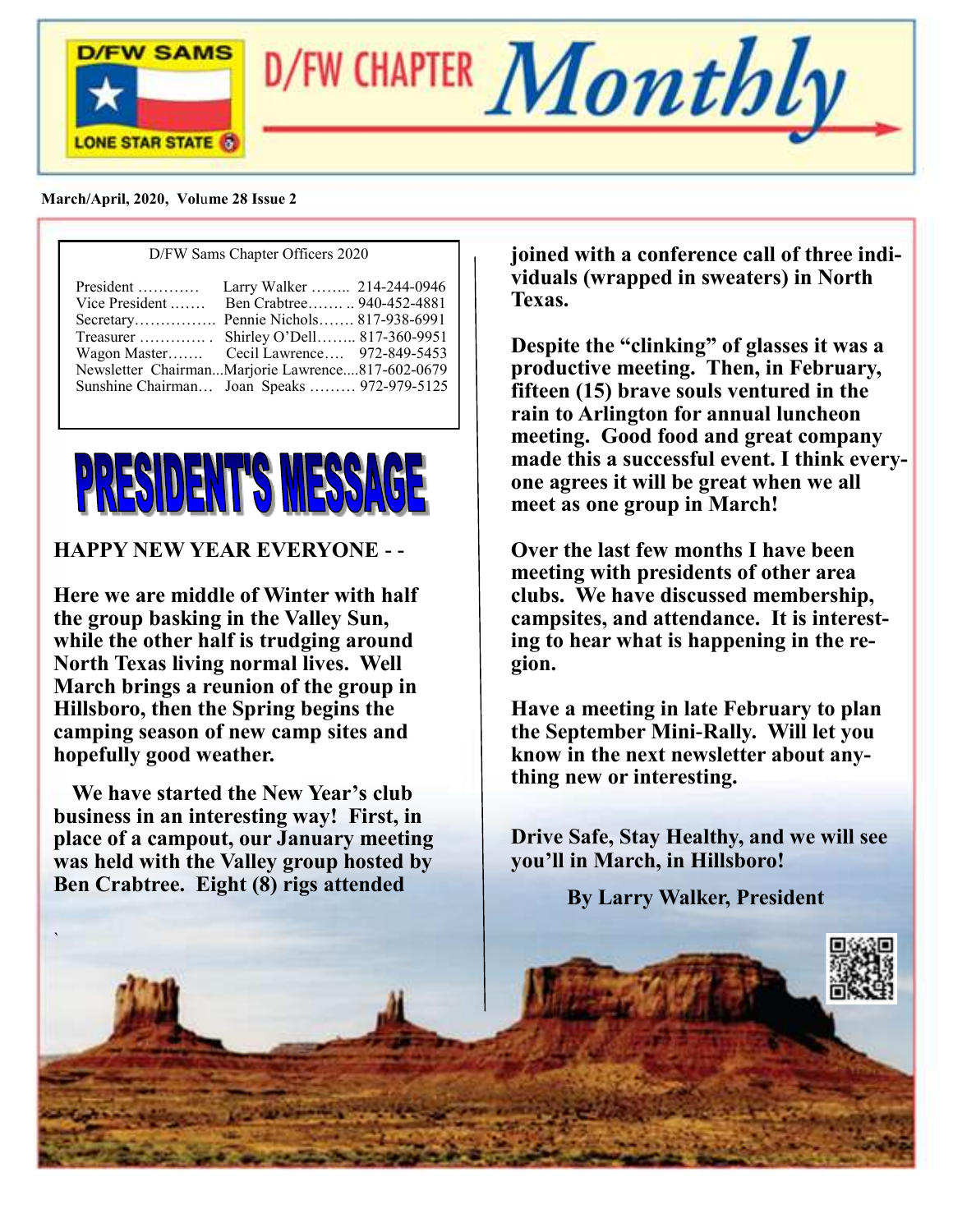# D/FW CHAPTER Monthly

March/April, 2020, Volume 28 Issue 2

D/FW Sams Chapter Officers 2020

| | | |
|---|---|---|
| President ………… | Larry Walker …….. | 214-244-0946 |
| Vice President ……. | Ben Crabtree……. .. | 940-452-4881 |
| Secretary……………. | Pennie Nichols……. | 817-938-6991 |
| Treasurer …………. . | Shirley O'Dell…….. | 817-360-9951 |
| Wagon Master……. | Cecil Lawrence…. | 972-849-5453 |
| Newsletter Chairman... | Marjorie Lawrence.... | 817-602-0679 |
| Sunshine Chairman… | Joan Speaks ……… | 972-979-5125 |

## PRESIDENT'S MESSAGE

**HAPPY NEW YEAR EVERYONE - -**

**Here we are middle of Winter with half the group basking in the Valley Sun, while the other half is trudging around North Texas living normal lives. Well March brings a reunion of the group in Hillsboro, then the Spring begins the camping season of new camp sites and hopefully good weather.**

**We have started the New Year's club business in an interesting way! First, in place of a campout, our January meeting was held with the Valley group hosted by Ben Crabtree. Eight (8) rigs attended joined with a conference call of three individuals (wrapped in sweaters) in North Texas.**

**Despite the "clinking" of glasses it was a productive meeting. Then, in February, fifteen (15) brave souls ventured in the rain to Arlington for annual luncheon meeting. Good food and great company made this a successful event. I think everyone agrees it will be great when we all meet as one group in March!**

**Over the last few months I have been meeting with presidents of other area clubs. We have discussed membership, campsites, and attendance. It is interesting to hear what is happening in the region.**

**Have a meeting in late February to plan the September Mini-Rally. Will let you know in the next newsletter about anything new or interesting.**

**Drive Safe, Stay Healthy, and we will see you'll in March, in Hillsboro!**

**By Larry Walker, President**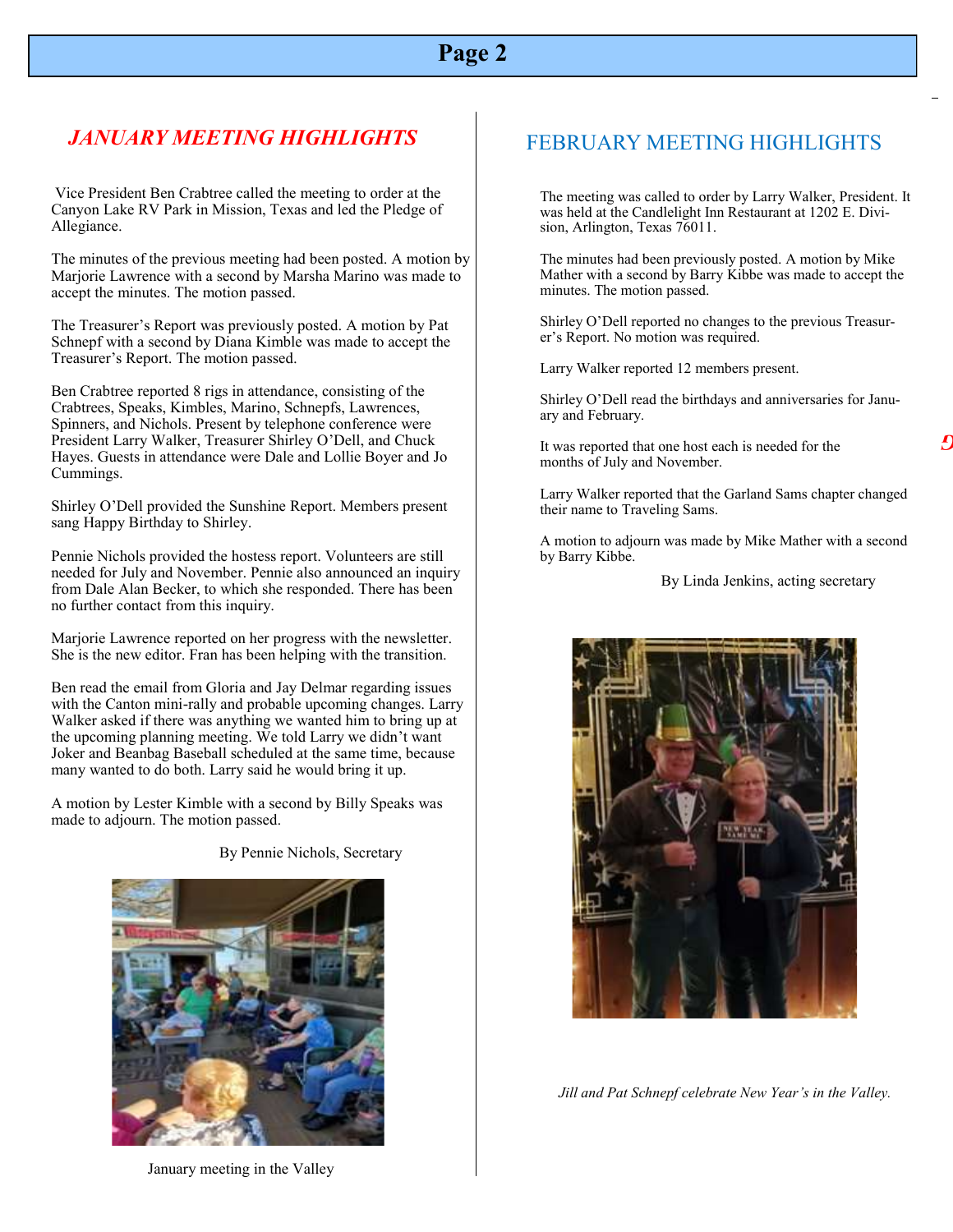## *JANUARY MEETING HIGHLIGHTS*

Vice President Ben Crabtree called the meeting to order at the Canyon Lake RV Park in Mission, Texas and led the Pledge of Allegiance.

The minutes of the previous meeting had been posted. A motion by Marjorie Lawrence with a second by Marsha Marino was made to accept the minutes. The motion passed.

The Treasurer's Report was previously posted. A motion by Pat Schnepf with a second by Diana Kimble was made to accept the Treasurer's Report. The motion passed.

Ben Crabtree reported 8 rigs in attendance, consisting of the Crabtrees, Speaks, Kimbles, Marino, Schnepfs, Lawrences, Spinners, and Nichols. Present by telephone conference were President Larry Walker, Treasurer Shirley O'Dell, and Chuck Hayes. Guests in attendance were Dale and Lollie Boyer and Jo Cummings.

Shirley O'Dell provided the Sunshine Report. Members present sang Happy Birthday to Shirley.

Pennie Nichols provided the hostess report. Volunteers are still needed for July and November. Pennie also announced an inquiry from Dale Alan Becker, to which she responded. There has been no further contact from this inquiry.

Marjorie Lawrence reported on her progress with the newsletter. She is the new editor. Fran has been helping with the transition.

Ben read the email from Gloria and Jay Delmar regarding issues with the Canton mini-rally and probable upcoming changes. Larry Walker asked if there was anything we wanted him to bring up at the upcoming planning meeting. We told Larry we didn't want Joker and Beanbag Baseball scheduled at the same time, because many wanted to do both. Larry said he would bring it up.

A motion by Lester Kimble with a second by Billy Speaks was made to adjourn. The motion passed.

By Pennie Nichols, Secretary

January meeting in the Valley

## FEBRUARY MEETING HIGHLIGHTS

The meeting was called to order by Larry Walker, President. It was held at the Candlelight Inn Restaurant at 1202 E. Division, Arlington, Texas 76011.

The minutes had been previously posted. A motion by Mike Mather with a second by Barry Kibbe was made to accept the minutes. The motion passed.

Shirley O'Dell reported no changes to the previous Treasurer's Report. No motion was required.

Larry Walker reported 12 members present.

Shirley O'Dell read the birthdays and anniversaries for January and February.

It was reported that one host each is needed for the months of July and November.

Larry Walker reported that the Garland Sams chapter changed their name to Traveling Sams.

A motion to adjourn was made by Mike Mather with a second by Barry Kibbe.

By Linda Jenkins, acting secretary

*Jill and Pat Schnepf celebrate New Year's in the Valley.*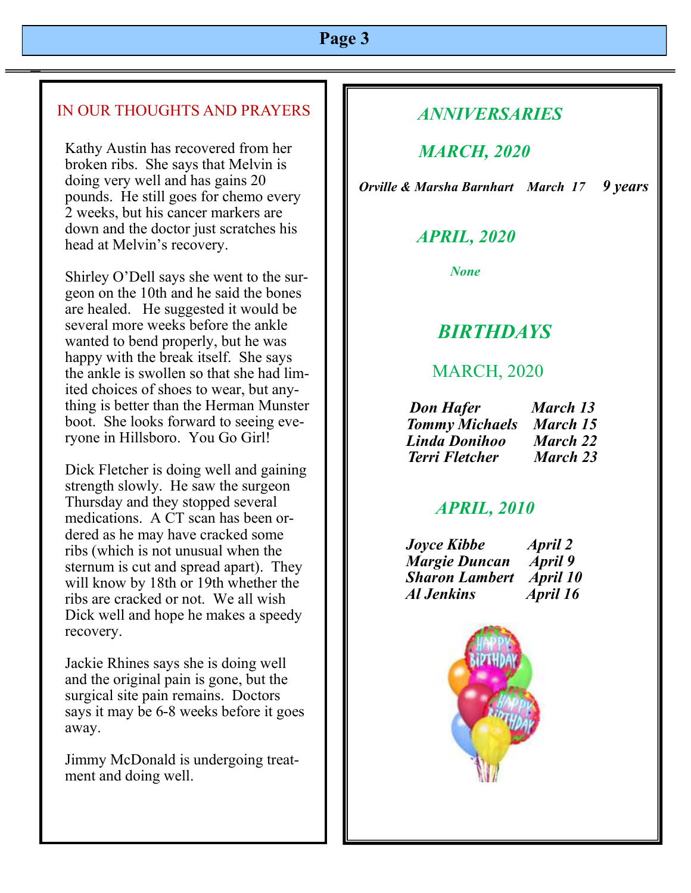## IN OUR THOUGHTS AND PRAYERS

Kathy Austin has recovered from her broken ribs. She says that Melvin is doing very well and has gains 20 pounds. He still goes for chemo every 2 weeks, but his cancer markers are down and the doctor just scratches his head at Melvin's recovery.

Shirley O'Dell says she went to the surgeon on the 10th and he said the bones are healed. He suggested it would be several more weeks before the ankle wanted to bend properly, but he was happy with the break itself. She says the ankle is swollen so that she had limited choices of shoes to wear, but anything is better than the Herman Munster boot. She looks forward to seeing everyone in Hillsboro. You Go Girl!

Dick Fletcher is doing well and gaining strength slowly. He saw the surgeon Thursday and they stopped several medications. A CT scan has been ordered as he may have cracked some ribs (which is not unusual when the sternum is cut and spread apart). They will know by 18th or 19th whether the ribs are cracked or not. We all wish Dick well and hope he makes a speedy recovery.

Jackie Rhines says she is doing well and the original pain is gone, but the surgical site pain remains. Doctors says it may be 6-8 weeks before it goes away.

Jimmy McDonald is undergoing treatment and doing well.

## *ANNIVERSARIES*

### *MARCH, 2020*

***Orville & Marsha Barnhart March 17 9 years***

### *APRIL, 2020*

***None***

## *BIRTHDAYS*

### MARCH, 2020

| | |
|---|---|
| ***Don Hafer*** | ***March 13*** |
| ***Tommy Michaels*** | ***March 15*** |
| ***Linda Donihoo*** | ***March 22*** |
| ***Terri Fletcher*** | ***March 23*** |

### *APRIL, 2010*

| | |
|---|---|
| ***Joyce Kibbe*** | ***April 2*** |
| ***Margie Duncan*** | ***April 9*** |
| ***Sharon Lambert*** | ***April 10*** |
| ***Al Jenkins*** | ***April 16*** |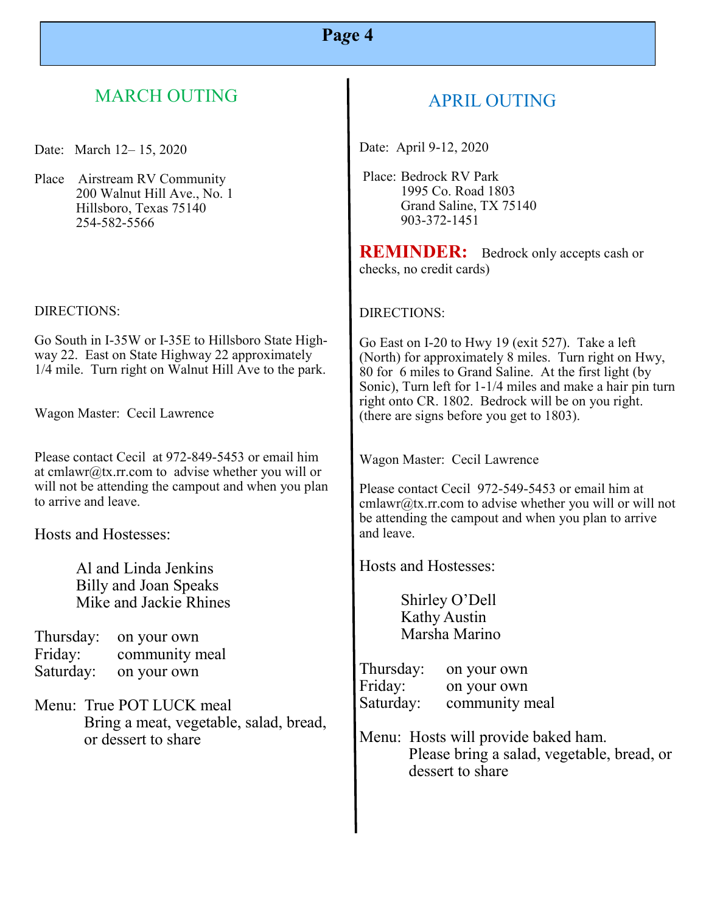## MARCH OUTING

Date: March 12– 15, 2020

Place Airstream RV Community
200 Walnut Hill Ave., No. 1
Hillsboro, Texas 75140
254-582-5566

DIRECTIONS:

Go South in I-35W or I-35E to Hillsboro State Highway 22. East on State Highway 22 approximately 1/4 mile. Turn right on Walnut Hill Ave to the park.

Wagon Master: Cecil Lawrence

Please contact Cecil at 972-849-5453 or email him at cmlawr@tx.rr.com to advise whether you will or will not be attending the campout and when you plan to arrive and leave.

Hosts and Hostesses:

Al and Linda Jenkins
Billy and Joan Speaks
Mike and Jackie Rhines

Thursday: on your own
Friday: community meal
Saturday: on your own

Menu: True POT LUCK meal
Bring a meat, vegetable, salad, bread, or dessert to share

## APRIL OUTING

Date: April 9-12, 2020

Place: Bedrock RV Park
1995 Co. Road 1803
Grand Saline, TX 75140
903-372-1451

**REMINDER:** Bedrock only accepts cash or checks, no credit cards)

DIRECTIONS:

Go East on I-20 to Hwy 19 (exit 527). Take a left (North) for approximately 8 miles. Turn right on Hwy, 80 for 6 miles to Grand Saline. At the first light (by Sonic), Turn left for 1-1/4 miles and make a hair pin turn right onto CR. 1802. Bedrock will be on you right. (there are signs before you get to 1803).

Wagon Master: Cecil Lawrence

Please contact Cecil 972-549-5453 or email him at cmlawr@tx.rr.com to advise whether you will or will not be attending the campout and when you plan to arrive and leave.

Hosts and Hostesses:

Shirley O'Dell
Kathy Austin
Marsha Marino

Thursday: on your own
Friday: on your own
Saturday: community meal

Menu: Hosts will provide baked ham.
Please bring a salad, vegetable, bread, or dessert to share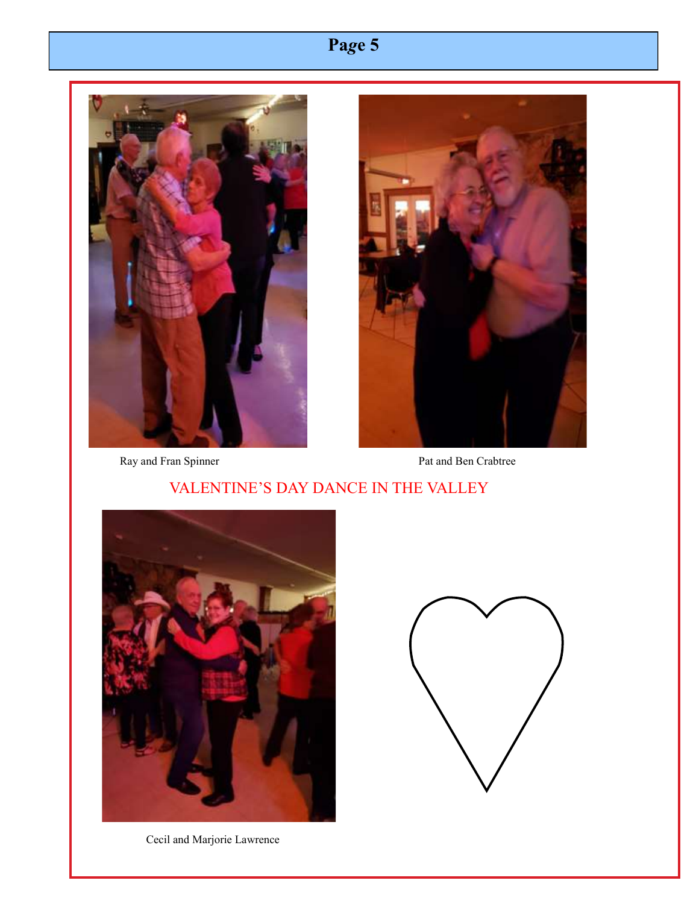Ray and Fran Spinner

Pat and Ben Crabtree

VALENTINE'S DAY DANCE IN THE VALLEY

Cecil and Marjorie Lawrence